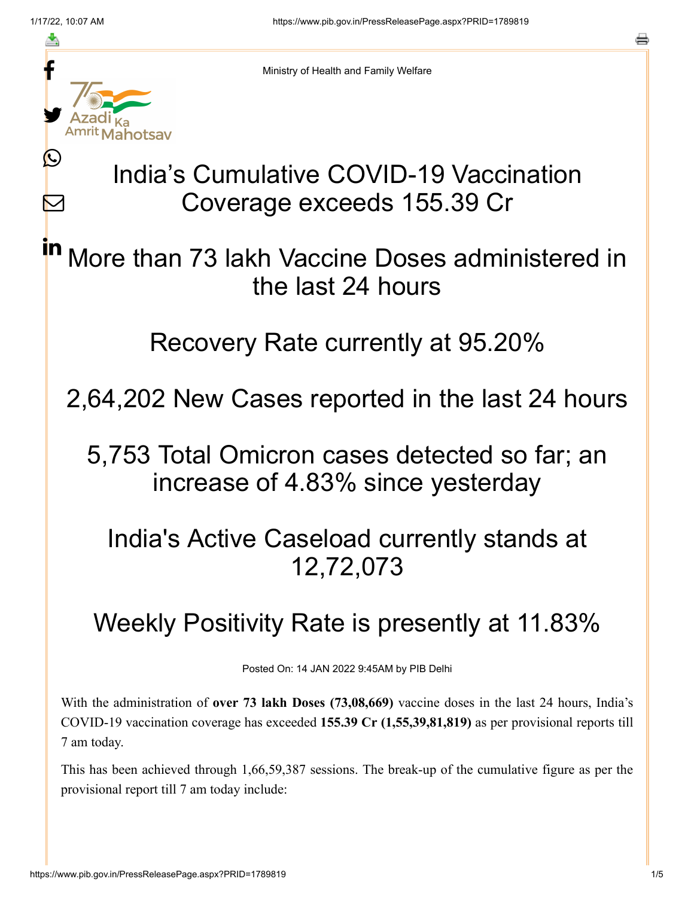Ministry of Health and Family Welfare

# India's Cumulative COVID-19 Vaccination Coverage exceeds 155.39 Cr

## More than 73 lakh Vaccine Doses administered in the last 24 hours

## Recovery Rate currently at 95.20%

## 2,64,202 New Cases reported in the last 24 hours

## 5,753 Total Omicron cases detected so far; an increase of 4.83% since yesterday

## India's Active Caseload currently stands at 12,72,073

## Weekly Positivity Rate is presently at 11.83%

Posted On: 14 JAN 2022 9:45AM by PIB Delhi

With the administration of **over 73 lakh Doses (73,08,669)** vaccine doses in the last 24 hours, India's COVID-19 vaccination coverage has exceeded **155.39 Cr (1,55,39,81,819)** as per provisional reports till 7 am today.

This has been achieved through 1,66,59,387 sessions. The break-up of the cumulative figure as per the provisional report till 7 am today include: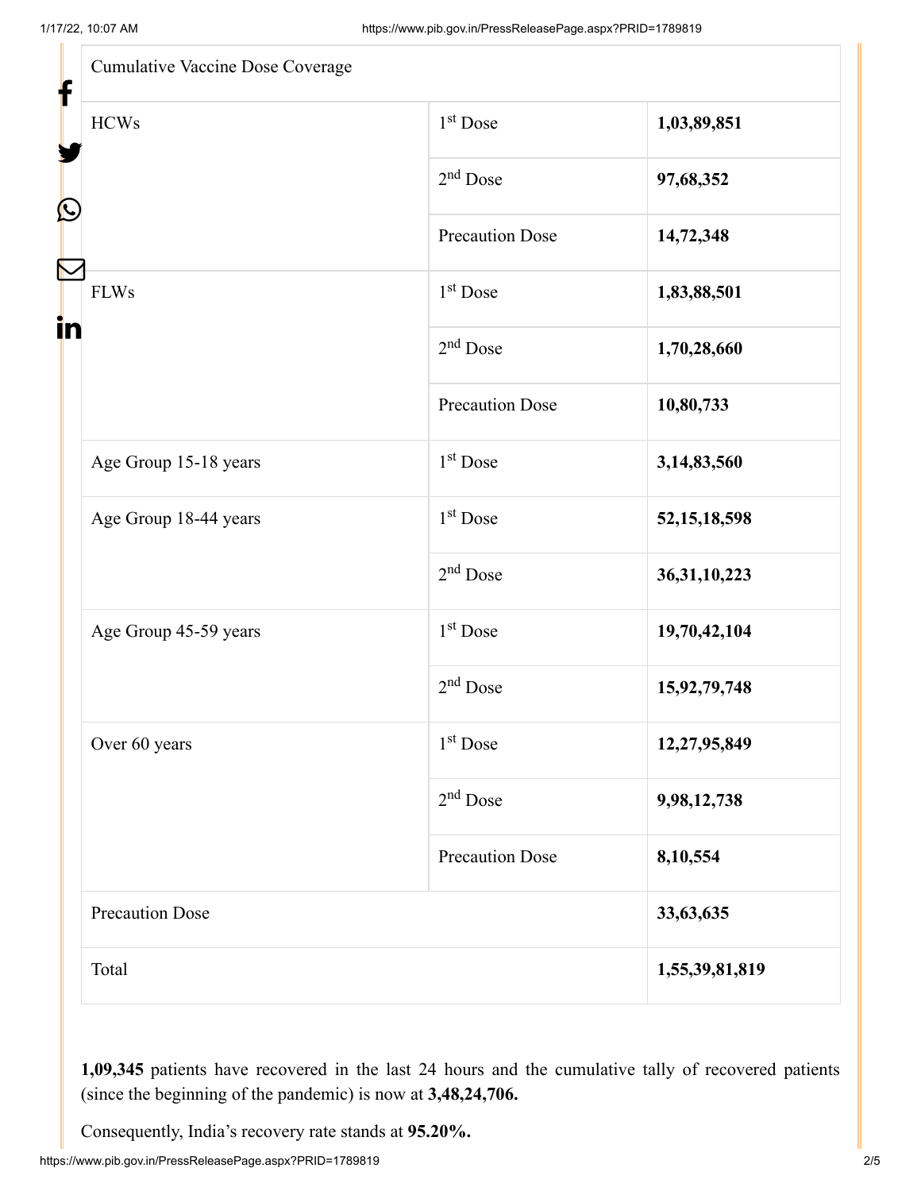| Cumulative Vaccine Dose Coverage | | |
|---|---|---|
| HCWs | 1st Dose | **1,03,89,851** |
| | 2nd Dose | **97,68,352** |
| | Precaution Dose | **14,72,348** |
| FLWs | 1st Dose | **1,83,88,501** |
| | 2nd Dose | **1,70,28,660** |
| | Precaution Dose | **10,80,733** |
| Age Group 15-18 years | 1st Dose | **3,14,83,560** |
| Age Group 18-44 years | 1st Dose | **52,15,18,598** |
| | 2nd Dose | **36,31,10,223** |
| Age Group 45-59 years | 1st Dose | **19,70,42,104** |
| | 2nd Dose | **15,92,79,748** |
| Over 60 years | 1st Dose | **12,27,95,849** |
| | 2nd Dose | **9,98,12,738** |
| | Precaution Dose | **8,10,554** |
| Precaution Dose | | **33,63,635** |
| Total | | **1,55,39,81,819** |

**1,09,345** patients have recovered in the last 24 hours and the cumulative tally of recovered patients (since the beginning of the pandemic) is now at **3,48,24,706.**

Consequently, India's recovery rate stands at **95.20%.**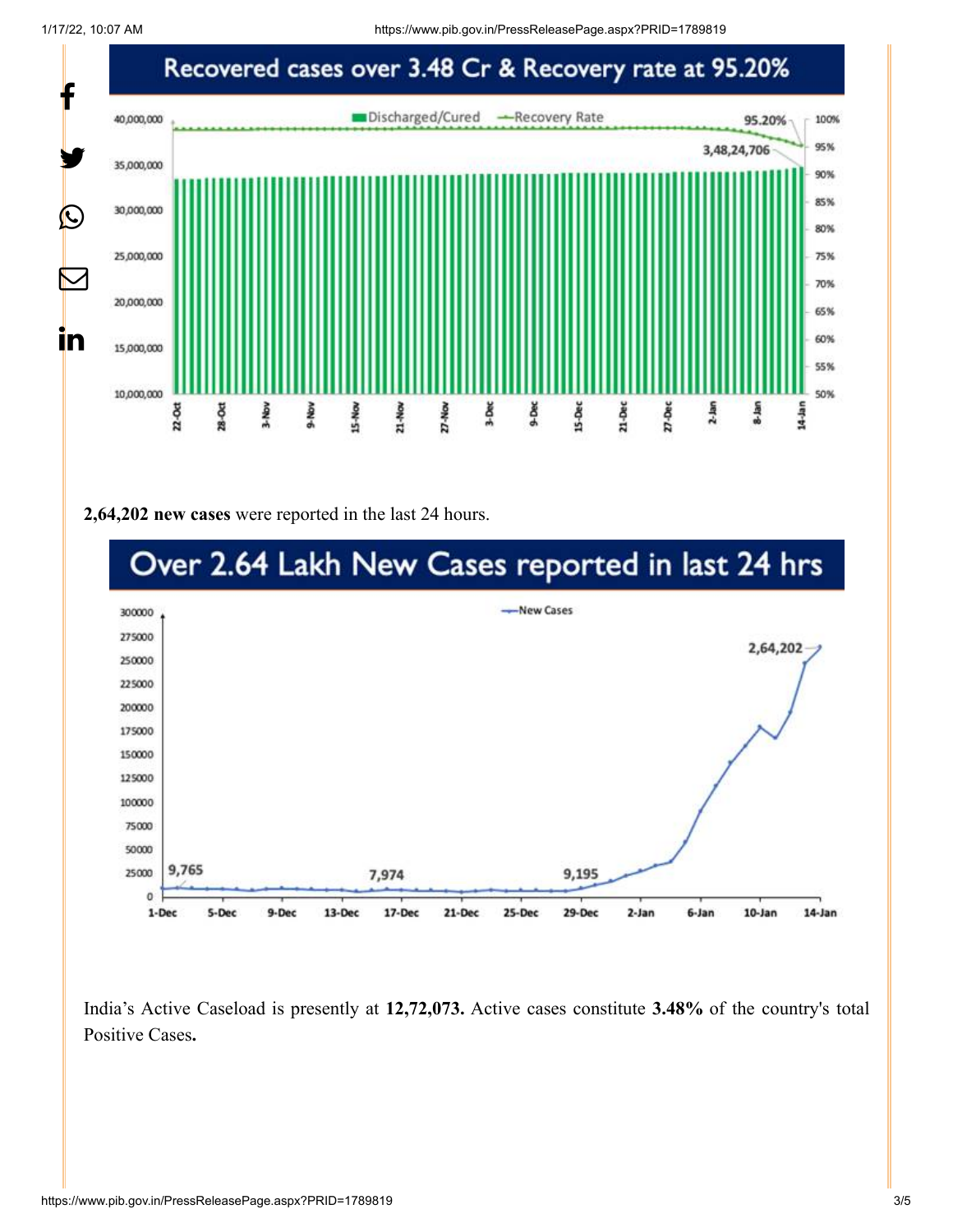## Recovered cases over 3.48 Cr & Recovery rate at 95.20%

**2,64,202 new cases** were reported in the last 24 hours.

## Over 2.64 Lakh New Cases reported in last 24 hrs

India's Active Caseload is presently at **12,72,073.** Active cases constitute **3.48%** of the country's total Positive Cases**.**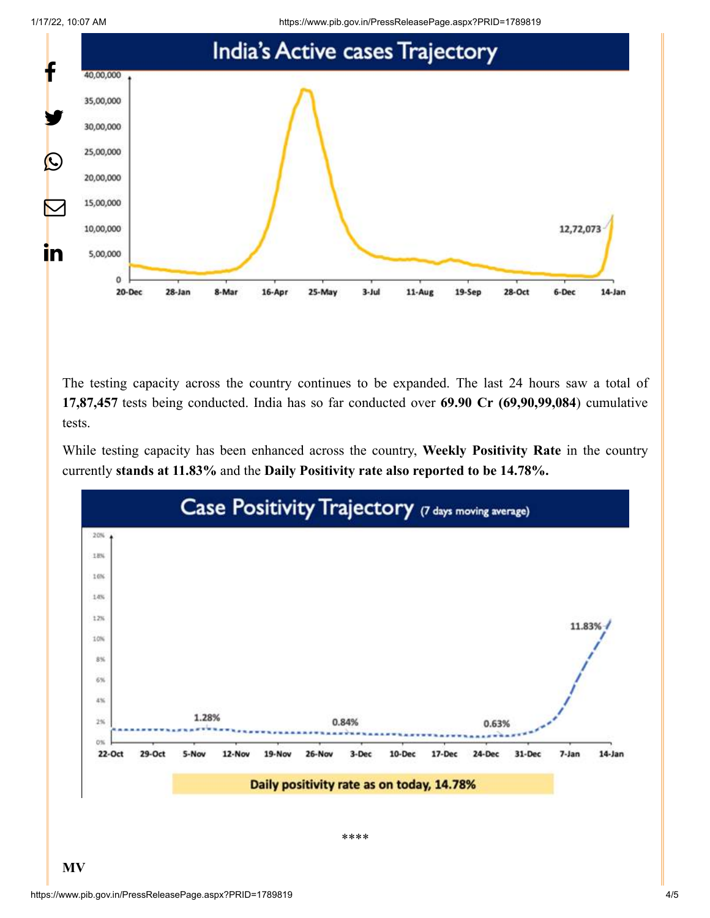The testing capacity across the country continues to be expanded. The last 24 hours saw a total of **17,87,457** tests being conducted. India has so far conducted over **69.90 Cr (69,90,99,084**) cumulative tests.

While testing capacity has been enhanced across the country, **Weekly Positivity Rate** in the country currently **stands at 11.83%** and the **Daily Positivity rate also reported to be 14.78%.**

\*\*\*\*

**MV**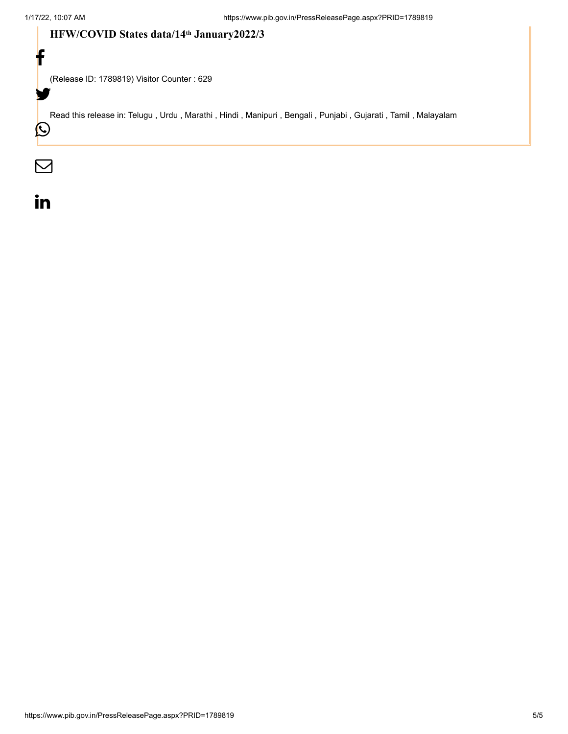**HFW/COVID States data/14th January2022/3**

(Release ID: 1789819) Visitor Counter : 629

Read this release in: Telugu , Urdu , Marathi , Hindi , Manipuri , Bengali , Punjabi , Gujarati , Tamil , Malayalam